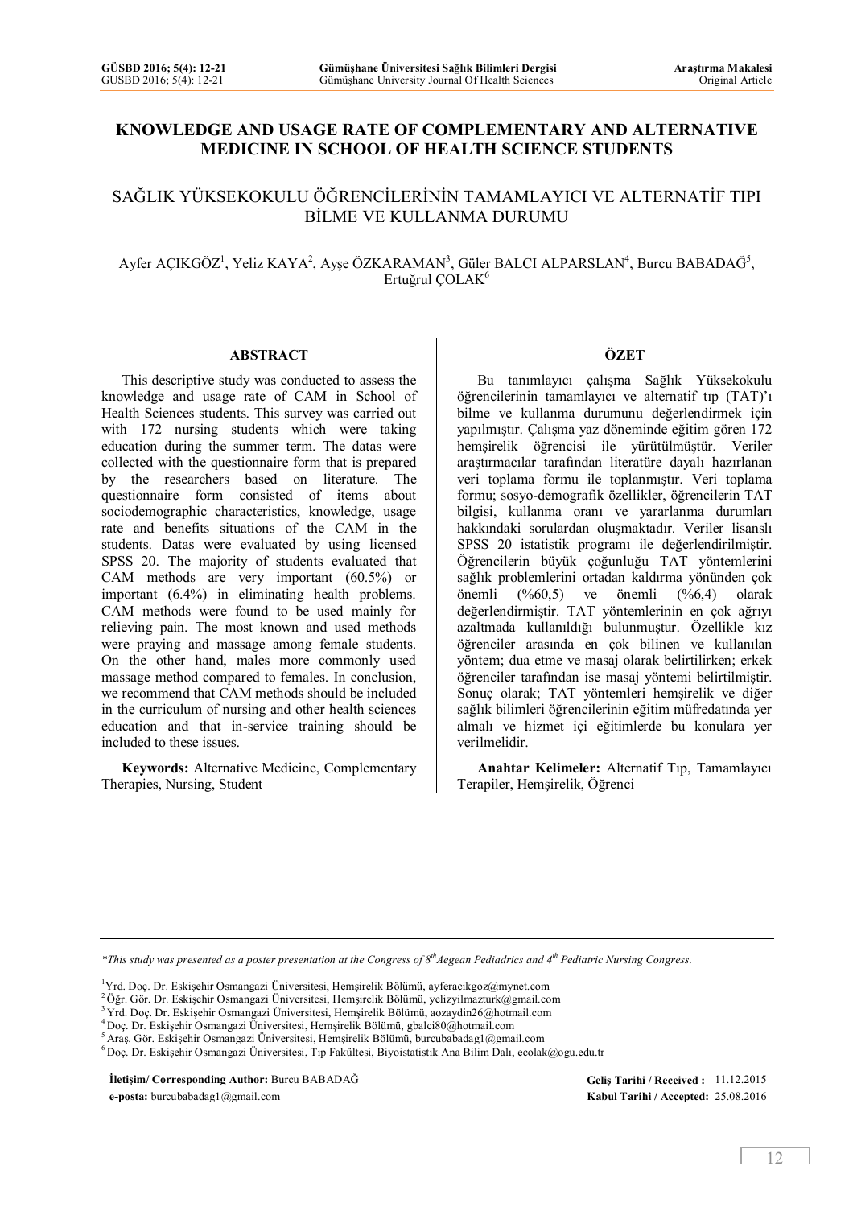# KNOWLEDGE AND USAGE RATE OF COMPLEMENTARY AND ALTERNATIVE MEDICINE IN SCHOOL OF HEALTH SCIENCE STUDENTS

# SAĞLIK YÜKSEKOKULU ÖĞRENCİLERİNİN TAMAMLAYICI VE ALTERNATİF TIPI BİLME VE KULLANMA DURUMU

Ayfer AÇIKGÖZ[1], Yeliz KAYA[2], Ayşe ÖZKARAMAN[3], Güler BALCI ALPARSLAN[4], Burcu BABADAĞ[5], Ertuğrul ÇOLAK[6]

## ABSTRACT

This descriptive study was conducted to assess the knowledge and usage rate of CAM in School of Health Sciences students. This survey was carried out with 172 nursing students which were taking education during the summer term. The datas were collected with the questionnaire form that is prepared by the researchers based on literature. The questionnaire form consisted of items about sociodemographic characteristics, knowledge, usage rate and benefits situations of the CAM in the students. Datas were evaluated by using licensed SPSS 20. The majority of students evaluated that CAM methods are very important (60.5%) or important (6.4%) in eliminating health problems. CAM methods were found to be used mainly for relieving pain. The most known and used methods were praying and massage among female students. On the other hand, males more commonly used massage method compared to females. In conclusion, we recommend that CAM methods should be included in the curriculum of nursing and other health sciences education and that in-service training should be included to these issues.

**Keywords:** Alternative Medicine, Complementary Therapies, Nursing, Student

## ÖZET

Bu tanımlayıcı çalışma Sağlık Yüksekokulu öğrencilerinin tamamlayıcı ve alternatif tıp (TAT)'ı bilme ve kullanma durumunu değerlendirmek için yapılmıştır. Çalışma yaz döneminde eğitim gören 172 hemşirelik öğrencisi ile yürütülmüştür. Veriler araştırmacılar tarafından literatüre dayalı hazırlanan veri toplama formu ile toplanmıştır. Veri toplama formu; sosyo-demografik özellikler, öğrencilerin TAT bilgisi, kullanma oranı ve yararlanma durumları hakkındaki sorulardan oluşmaktadır. Veriler lisanslı SPSS 20 istatistik programı ile değerlendirilmiştir. Öğrencilerin büyük çoğunluğu TAT yöntemlerini sağlık problemlerini ortadan kaldırma yönünden çok önemli (%60,5) ve önemli (%6,4) olarak değerlendirmiştir. TAT yöntemlerinin en çok ağrıyı azaltmada kullanıldığı bulunmuştur. Özellikle kız öğrenciler arasında en çok bilinen ve kullanılan yöntem; dua etme ve masaj olarak belirtilirken; erkek öğrenciler tarafından ise masaj yöntemi belirtilmiştir. Sonuç olarak; TAT yöntemleri hemşirelik ve diğer sağlık bilimleri öğrencilerinin eğitim müfredatında yer almalı ve hizmet içi eğitimlerde bu konulara yer verilmelidir.

**Anahtar Kelimeler:** Alternatif Tıp, Tamamlayıcı Terapiler, Hemşirelik, Öğrenci

---

*\*This study was presented as a poster presentation at the Congress of 8th Aegean Pediadrics and 4th Pediatric Nursing Congress.*

[1] Yrd. Doç. Dr. Eskişehir Osmangazi Üniversitesi, Hemşirelik Bölümü, ayferacikgoz@mynet.com
[2] Öğr. Gör. Dr. Eskişehir Osmangazi Üniversitesi, Hemşirelik Bölümü, yelizyilmazturk@gmail.com
[3] Yrd. Doç. Dr. Eskişehir Osmangazi Üniversitesi, Hemşirelik Bölümü, aozaydin26@hotmail.com
[4] Doç. Dr. Eskişehir Osmangazi Üniversitesi, Hemşirelik Bölümü, gbalci80@hotmail.com
[5] Araş. Gör. Eskişehir Osmangazi Üniversitesi, Hemşirelik Bölümü, burcubabadag1@gmail.com
[6] Doç. Dr. Eskişehir Osmangazi Üniversitesi, Tıp Fakültesi, Biyoistatistik Ana Bilim Dalı, ecolak@ogu.edu.tr

**İletişim/ Corresponding Author:** Burcu BABADAĞ
**e-posta:** burcubabadag1@gmail.com

**Geliş Tarihi / Received :** 11.12.2015
**Kabul Tarihi / Accepted:** 25.08.2016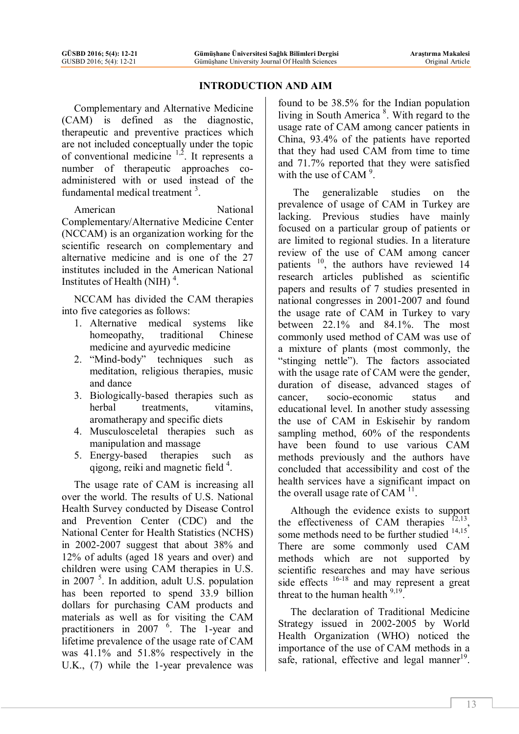## INTRODUCTION AND AIM

Complementary and Alternative Medicine (CAM) is defined as the diagnostic, therapeutic and preventive practices which are not included conceptually under the topic of conventional medicine [1,2]. It represents a number of therapeutic approaches co-administered with or used instead of the fundamental medical treatment [3].

American National Complementary/Alternative Medicine Center (NCCAM) is an organization working for the scientific research on complementary and alternative medicine and is one of the 27 institutes included in the American National Institutes of Health (NIH) [4].

NCCAM has divided the CAM therapies into five categories as follows:

1. Alternative medical systems like homeopathy, traditional Chinese medicine and ayurvedic medicine
2. "Mind-body" techniques such as meditation, religious therapies, music and dance
3. Biologically-based therapies such as herbal treatments, vitamins, aromatherapy and specific diets
4. Musculosceletal therapies such as manipulation and massage
5. Energy-based therapies such as qigong, reiki and magnetic field [4].

The usage rate of CAM is increasing all over the world. The results of U.S. National Health Survey conducted by Disease Control and Prevention Center (CDC) and the National Center for Health Statistics (NCHS) in 2002-2007 suggest that about 38% and 12% of adults (aged 18 years and over) and children were using CAM therapies in U.S. in 2007 [5]. In addition, adult U.S. population has been reported to spend 33.9 billion dollars for purchasing CAM products and materials as well as for visiting the CAM practitioners in 2007 [6]. The 1-year and lifetime prevalence of the usage rate of CAM was 41.1% and 51.8% respectively in the U.K., (7) while the 1-year prevalence was found to be 38.5% for the Indian population living in South America [8]. With regard to the usage rate of CAM among cancer patients in China, 93.4% of the patients have reported that they had used CAM from time to time and 71.7% reported that they were satisfied with the use of CAM [9].

The generalizable studies on the prevalence of usage of CAM in Turkey are lacking. Previous studies have mainly focused on a particular group of patients or are limited to regional studies. In a literature review of the use of CAM among cancer patients [10], the authors have reviewed 14 research articles published as scientific papers and results of 7 studies presented in national congresses in 2001-2007 and found the usage rate of CAM in Turkey to vary between 22.1% and 84.1%. The most commonly used method of CAM was use of a mixture of plants (most commonly, the "stinging nettle"). The factors associated with the usage rate of CAM were the gender, duration of disease, advanced stages of cancer, socio-economic status and educational level. In another study assessing the use of CAM in Eskisehir by random sampling method, 60% of the respondents have been found to use various CAM methods previously and the authors have concluded that accessibility and cost of the health services have a significant impact on the overall usage rate of CAM [11].

Although the evidence exists to support the effectiveness of CAM therapies [12,13], some methods need to be further studied [14,15]. There are some commonly used CAM methods which are not supported by scientific researches and may have serious side effects [16-18] and may represent a great threat to the human health [9,19].

The declaration of Traditional Medicine Strategy issued in 2002-2005 by World Health Organization (WHO) noticed the importance of the use of CAM methods in a safe, rational, effective and legal manner[19].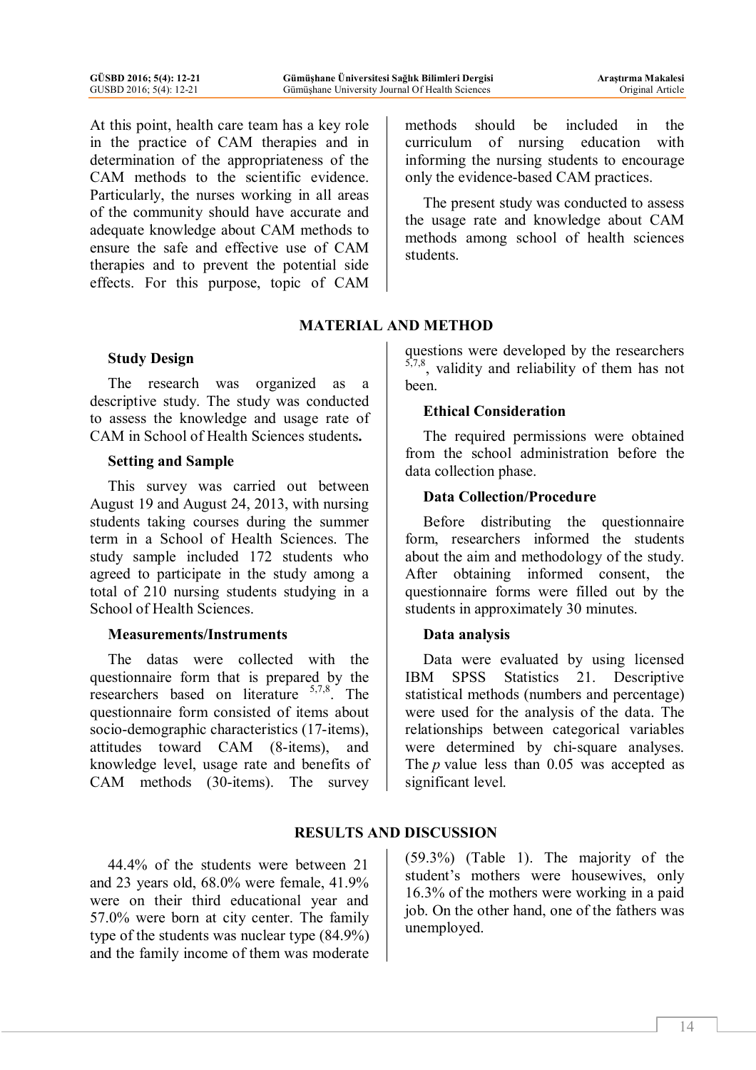At this point, health care team has a key role in the practice of CAM therapies and in determination of the appropriateness of the CAM methods to the scientific evidence. Particularly, the nurses working in all areas of the community should have accurate and adequate knowledge about CAM methods to ensure the safe and effective use of CAM therapies and to prevent the potential side effects. For this purpose, topic of CAM methods should be included in the curriculum of nursing education with informing the nursing students to encourage only the evidence-based CAM practices.

The present study was conducted to assess the usage rate and knowledge about CAM methods among school of health sciences students.

## MATERIAL AND METHOD

### Study Design

The research was organized as a descriptive study. The study was conducted to assess the knowledge and usage rate of CAM in School of Health Sciences students**.**

### Setting and Sample

This survey was carried out between August 19 and August 24, 2013, with nursing students taking courses during the summer term in a School of Health Sciences. The study sample included 172 students who agreed to participate in the study among a total of 210 nursing students studying in a School of Health Sciences.

### Measurements/Instruments

The datas were collected with the questionnaire form that is prepared by the researchers based on literature [5,7,8]. The questionnaire form consisted of items about socio-demographic characteristics (17-items), attitudes toward CAM (8-items), and knowledge level, usage rate and benefits of CAM methods (30-items). The survey questions were developed by the researchers [5,7,8], validity and reliability of them has not been.

### Ethical Consideration

The required permissions were obtained from the school administration before the data collection phase.

### Data Collection/Procedure

Before distributing the questionnaire form, researchers informed the students about the aim and methodology of the study. After obtaining informed consent, the questionnaire forms were filled out by the students in approximately 30 minutes.

### Data analysis

Data were evaluated by using licensed IBM SPSS Statistics 21. Descriptive statistical methods (numbers and percentage) were used for the analysis of the data. The relationships between categorical variables were determined by chi-square analyses. The *p* value less than 0.05 was accepted as significant level.

## RESULTS AND DISCUSSION

44.4% of the students were between 21 and 23 years old, 68.0% were female, 41.9% were on their third educational year and 57.0% were born at city center. The family type of the students was nuclear type (84.9%) and the family income of them was moderate (59.3%) (Table 1). The majority of the student's mothers were housewives, only 16.3% of the mothers were working in a paid job. On the other hand, one of the fathers was unemployed.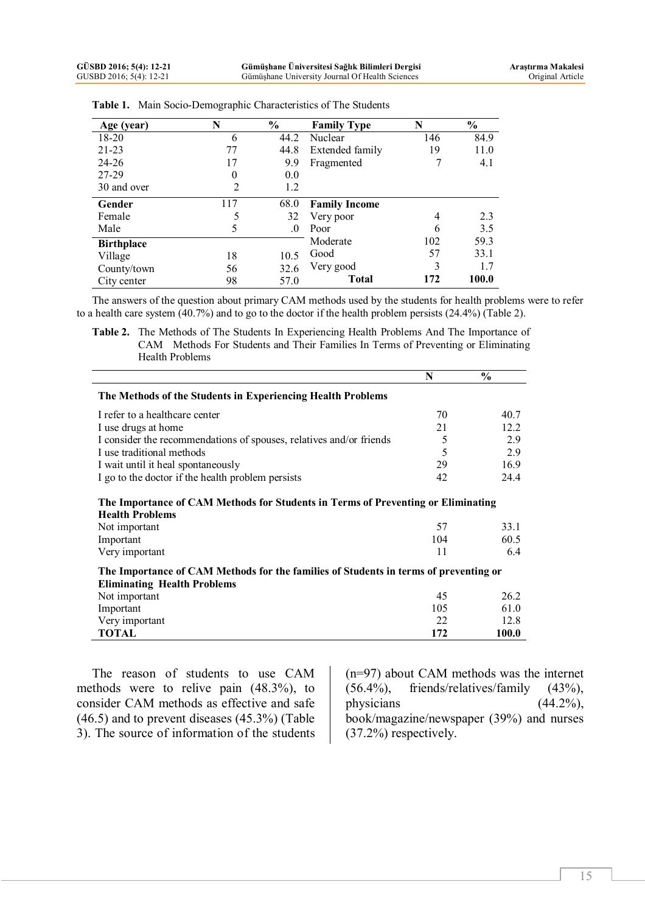**Table 1.** Main Socio-Demographic Characteristics of The Students

| Age (year) | N | % | Family Type | N | % |
|---|---|---|---|---|---|
| 18-20 | 6 | 44.2 | Nuclear | 146 | 84.9 |
| 21-23 | 77 | 44.8 | Extended family | 19 | 11.0 |
| 24-26 | 17 | 9.9 | Fragmented | 7 | 4.1 |
| 27-29 | 0 | 0.0 | | | |
| 30 and over | 2 | 1.2 | | | |
| **Gender** | 117 | 68.0 | **Family Income** | | |
| Female | 5 | 32 | Very poor | 4 | 2.3 |
| Male | 5 | .0 | Poor | 6 | 3.5 |
| **Birthplace** | | | Moderate | 102 | 59.3 |
| Village | 18 | 10.5 | Good | 57 | 33.1 |
| County/town | 56 | 32.6 | Very good | 3 | 1.7 |
| City center | 98 | 57.0 | **Total** | **172** | **100.0** |

The answers of the question about primary CAM methods used by the students for health problems were to refer to a health care system (40.7%) and to go to the doctor if the health problem persists (24.4%) (Table 2).

**Table 2.** The Methods of The Students In Experiencing Health Problems And The Importance of CAM Methods For Students and Their Families In Terms of Preventing or Eliminating Health Problems

| | N | % |
|---|---|---|
| **The Methods of the Students in Experiencing Health Problems** | | |
| I refer to a healthcare center | 70 | 40.7 |
| I use drugs at home | 21 | 12.2 |
| I consider the recommendations of spouses, relatives and/or friends | 5 | 2.9 |
| I use traditional methods | 5 | 2.9 |
| I wait until it heal spontaneously | 29 | 16.9 |
| I go to the doctor if the health problem persists | 42 | 24.4 |
| **The Importance of CAM Methods for Students in Terms of Preventing or Eliminating Health Problems** | | |
| Not important | 57 | 33.1 |
| Important | 104 | 60.5 |
| Very important | 11 | 6.4 |
| **The Importance of CAM Methods for the families of Students in terms of preventing or Eliminating Health Problems** | | |
| Not important | 45 | 26.2 |
| Important | 105 | 61.0 |
| Very important | 22 | 12.8 |
| **TOTAL** | **172** | **100.0** |

The reason of students to use CAM methods were to relive pain (48.3%), to consider CAM methods as effective and safe (46.5) and to prevent diseases (45.3%) (Table 3). The source of information of the students (n=97) about CAM methods was the internet (56.4%), friends/relatives/family (43%), physicians (44.2%), book/magazine/newspaper (39%) and nurses (37.2%) respectively.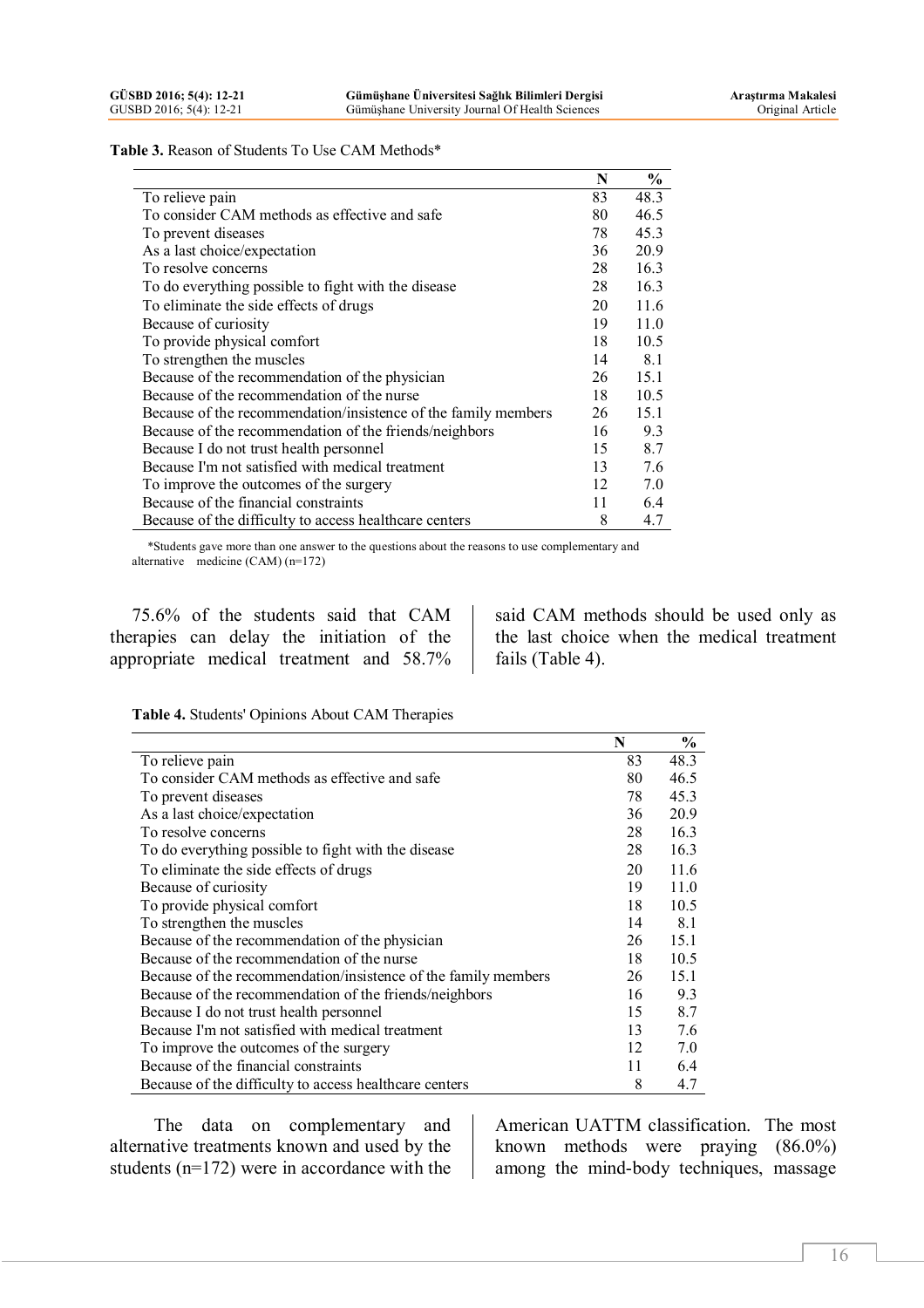**Table 3.** Reason of Students To Use CAM Methods*

| | N | % |
|---|---|---|
| To relieve pain | 83 | 48.3 |
| To consider CAM methods as effective and safe | 80 | 46.5 |
| To prevent diseases | 78 | 45.3 |
| As a last choice/expectation | 36 | 20.9 |
| To resolve concerns | 28 | 16.3 |
| To do everything possible to fight with the disease | 28 | 16.3 |
| To eliminate the side effects of drugs | 20 | 11.6 |
| Because of curiosity | 19 | 11.0 |
| To provide physical comfort | 18 | 10.5 |
| To strengthen the muscles | 14 | 8.1 |
| Because of the recommendation of the physician | 26 | 15.1 |
| Because of the recommendation of the nurse | 18 | 10.5 |
| Because of the recommendation/insistence of the family members | 26 | 15.1 |
| Because of the recommendation of the friends/neighbors | 16 | 9.3 |
| Because I do not trust health personnel | 15 | 8.7 |
| Because I'm not satisfied with medical treatment | 13 | 7.6 |
| To improve the outcomes of the surgery | 12 | 7.0 |
| Because of the financial constraints | 11 | 6.4 |
| Because of the difficulty to access healthcare centers | 8 | 4.7 |

*Students gave more than one answer to the questions about the reasons to use complementary and alternative medicine (CAM) (n=172)

75.6% of the students said that CAM therapies can delay the initiation of the appropriate medical treatment and 58.7% said CAM methods should be used only as the last choice when the medical treatment fails (Table 4).

**Table 4.** Students' Opinions About CAM Therapies

| | N | % |
|---|---|---|
| To relieve pain | 83 | 48.3 |
| To consider CAM methods as effective and safe | 80 | 46.5 |
| To prevent diseases | 78 | 45.3 |
| As a last choice/expectation | 36 | 20.9 |
| To resolve concerns | 28 | 16.3 |
| To do everything possible to fight with the disease | 28 | 16.3 |
| To eliminate the side effects of drugs | 20 | 11.6 |
| Because of curiosity | 19 | 11.0 |
| To provide physical comfort | 18 | 10.5 |
| To strengthen the muscles | 14 | 8.1 |
| Because of the recommendation of the physician | 26 | 15.1 |
| Because of the recommendation of the nurse | 18 | 10.5 |
| Because of the recommendation/insistence of the family members | 26 | 15.1 |
| Because of the recommendation of the friends/neighbors | 16 | 9.3 |
| Because I do not trust health personnel | 15 | 8.7 |
| Because I'm not satisfied with medical treatment | 13 | 7.6 |
| To improve the outcomes of the surgery | 12 | 7.0 |
| Because of the financial constraints | 11 | 6.4 |
| Because of the difficulty to access healthcare centers | 8 | 4.7 |

The data on complementary and alternative treatments known and used by the students (n=172) were in accordance with the American UATTM classification. The most known methods were praying (86.0%) among the mind-body techniques, massage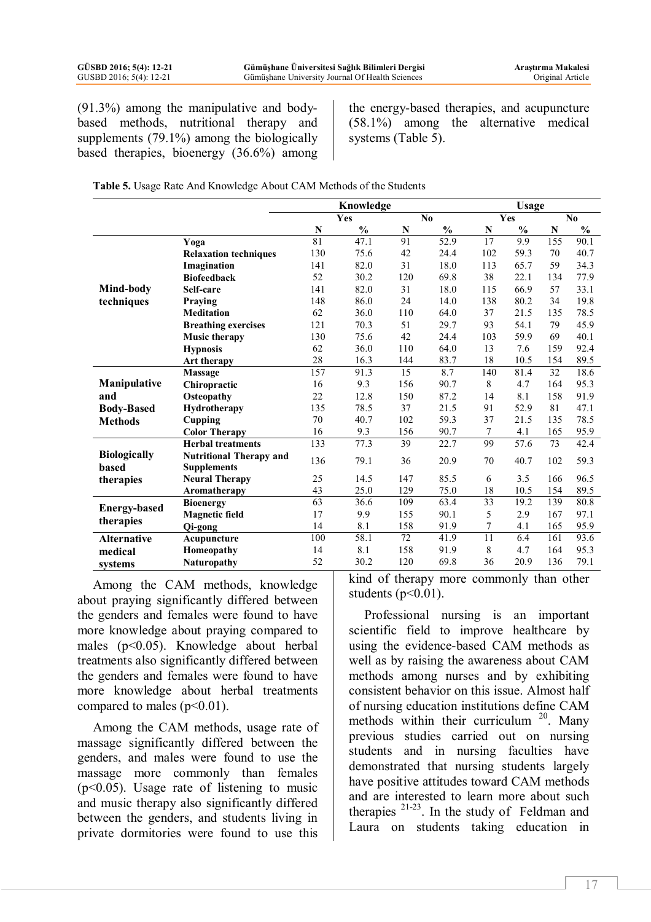(91.3%) among the manipulative and body-based methods, nutritional therapy and supplements (79.1%) among the biologically based therapies, bioenergy (36.6%) among the energy-based therapies, and acupuncture (58.1%) among the alternative medical systems (Table 5).

**Table 5.** Usage Rate And Knowledge About CAM Methods of the Students

| | | Knowledge | | | | Usage | | | |
|---|---|---|---|---|---|---|---|---|---|
| | | Yes | | No | | Yes | | No | |
| | | N | % | N | % | N | % | N | % |
| **Mind-body techniques** | **Yoga** | 81 | 47.1 | 91 | 52.9 | 17 | 9.9 | 155 | 90.1 |
| | **Relaxation techniques** | 130 | 75.6 | 42 | 24.4 | 102 | 59.3 | 70 | 40.7 |
| | **Imagination** | 141 | 82.0 | 31 | 18.0 | 113 | 65.7 | 59 | 34.3 |
| | **Biofeedback** | 52 | 30.2 | 120 | 69.8 | 38 | 22.1 | 134 | 77.9 |
| | **Self-care** | 141 | 82.0 | 31 | 18.0 | 115 | 66.9 | 57 | 33.1 |
| | **Praying** | 148 | 86.0 | 24 | 14.0 | 138 | 80.2 | 34 | 19.8 |
| | **Meditation** | 62 | 36.0 | 110 | 64.0 | 37 | 21.5 | 135 | 78.5 |
| | **Breathing exercises** | 121 | 70.3 | 51 | 29.7 | 93 | 54.1 | 79 | 45.9 |
| | **Music therapy** | 130 | 75.6 | 42 | 24.4 | 103 | 59.9 | 69 | 40.1 |
| | **Hypnosis** | 62 | 36.0 | 110 | 64.0 | 13 | 7.6 | 159 | 92.4 |
| | **Art therapy** | 28 | 16.3 | 144 | 83.7 | 18 | 10.5 | 154 | 89.5 |
| **Manipulative and Body-Based Methods** | **Massage** | 157 | 91.3 | 15 | 8.7 | 140 | 81.4 | 32 | 18.6 |
| | **Chiropractic** | 16 | 9.3 | 156 | 90.7 | 8 | 4.7 | 164 | 95.3 |
| | **Osteopathy** | 22 | 12.8 | 150 | 87.2 | 14 | 8.1 | 158 | 91.9 |
| | **Hydrotherapy** | 135 | 78.5 | 37 | 21.5 | 91 | 52.9 | 81 | 47.1 |
| | **Cupping** | 70 | 40.7 | 102 | 59.3 | 37 | 21.5 | 135 | 78.5 |
| | **Color Therapy** | 16 | 9.3 | 156 | 90.7 | 7 | 4.1 | 165 | 95.9 |
| **Biologically based therapies** | **Herbal treatments** | 133 | 77.3 | 39 | 22.7 | 99 | 57.6 | 73 | 42.4 |
| | **Nutritional Therapy and Supplements** | 136 | 79.1 | 36 | 20.9 | 70 | 40.7 | 102 | 59.3 |
| | **Neural Therapy** | 25 | 14.5 | 147 | 85.5 | 6 | 3.5 | 166 | 96.5 |
| | **Aromatherapy** | 43 | 25.0 | 129 | 75.0 | 18 | 10.5 | 154 | 89.5 |
| **Energy-based therapies** | **Bioenergy** | 63 | 36.6 | 109 | 63.4 | 33 | 19.2 | 139 | 80.8 |
| | **Magnetic field** | 17 | 9.9 | 155 | 90.1 | 5 | 2.9 | 167 | 97.1 |
| | **Qi-gong** | 14 | 8.1 | 158 | 91.9 | 7 | 4.1 | 165 | 95.9 |
| **Alternative medical systems** | **Acupuncture** | 100 | 58.1 | 72 | 41.9 | 11 | 6.4 | 161 | 93.6 |
| | **Homeopathy** | 14 | 8.1 | 158 | 91.9 | 8 | 4.7 | 164 | 95.3 |
| | **Naturopathy** | 52 | 30.2 | 120 | 69.8 | 36 | 20.9 | 136 | 79.1 |

Among the CAM methods, knowledge about praying significantly differed between the genders and females were found to have more knowledge about praying compared to males ($p<0.05$). Knowledge about herbal treatments also significantly differed between the genders and females were found to have more knowledge about herbal treatments compared to males ($p<0.01$).

Among the CAM methods, usage rate of massage significantly differed between the genders, and males were found to use the massage more commonly than females ($p<0.05$). Usage rate of listening to music and music therapy also significantly differed between the genders, and students living in private dormitories were found to use this kind of therapy more commonly than other students ($p<0.01$).

Professional nursing is an important scientific field to improve healthcare by using the evidence-based CAM methods as well as by raising the awareness about CAM methods among nurses and by exhibiting consistent behavior on this issue. Almost half of nursing education institutions define CAM methods within their curriculum [20]. Many previous studies carried out on nursing students and in nursing faculties have demonstrated that nursing students largely have positive attitudes toward CAM methods and are interested to learn more about such therapies [21-23]. In the study of Feldman and Laura on students taking education in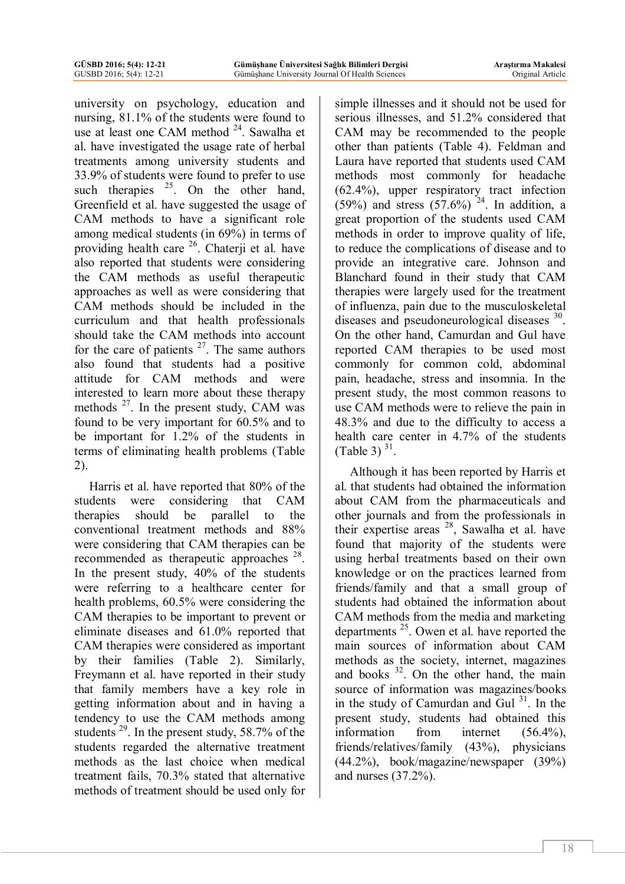university on psychology, education and nursing, 81.1% of the students were found to use at least one CAM method [24]. Sawalha et al. have investigated the usage rate of herbal treatments among university students and 33.9% of students were found to prefer to use such therapies [25]. On the other hand, Greenfield et al. have suggested the usage of CAM methods to have a significant role among medical students (in 69%) in terms of providing health care [26]. Chaterji et al. have also reported that students were considering the CAM methods as useful therapeutic approaches as well as were considering that CAM methods should be included in the curriculum and that health professionals should take the CAM methods into account for the care of patients [27]. The same authors also found that students had a positive attitude for CAM methods and were interested to learn more about these therapy methods [27]. In the present study, CAM was found to be very important for 60.5% and to be important for 1.2% of the students in terms of eliminating health problems (Table 2).

Harris et al. have reported that 80% of the students were considering that CAM therapies should be parallel to the conventional treatment methods and 88% were considering that CAM therapies can be recommended as therapeutic approaches [28]. In the present study, 40% of the students were referring to a healthcare center for health problems, 60.5% were considering the CAM therapies to be important to prevent or eliminate diseases and 61.0% reported that CAM therapies were considered as important by their families (Table 2). Similarly, Freymann et al. have reported in their study that family members have a key role in getting information about and in having a tendency to use the CAM methods among students [29]. In the present study, 58.7% of the students regarded the alternative treatment methods as the last choice when medical treatment fails, 70.3% stated that alternative methods of treatment should be used only for simple illnesses and it should not be used for serious illnesses, and 51.2% considered that CAM may be recommended to the people other than patients (Table 4). Feldman and Laura have reported that students used CAM methods most commonly for headache (62.4%), upper respiratory tract infection (59%) and stress (57.6%) [24]. In addition, a great proportion of the students used CAM methods in order to improve quality of life, to reduce the complications of disease and to provide an integrative care. Johnson and Blanchard found in their study that CAM therapies were largely used for the treatment of influenza, pain due to the musculoskeletal diseases and pseudoneurological diseases [30]. On the other hand, Camurdan and Gul have reported CAM therapies to be used most commonly for common cold, abdominal pain, headache, stress and insomnia. In the present study, the most common reasons to use CAM methods were to relieve the pain in 48.3% and due to the difficulty to access a health care center in 4.7% of the students (Table 3) [31].

Although it has been reported by Harris et al. that students had obtained the information about CAM from the pharmaceuticals and other journals and from the professionals in their expertise areas [28], Sawalha et al. have found that majority of the students were using herbal treatments based on their own knowledge or on the practices learned from friends/family and that a small group of students had obtained the information about CAM methods from the media and marketing departments [25]. Owen et al. have reported the main sources of information about CAM methods as the society, internet, magazines and books [32]. On the other hand, the main source of information was magazines/books in the study of Camurdan and Gul [31]. In the present study, students had obtained this information from internet (56.4%), friends/relatives/family (43%), physicians (44.2%), book/magazine/newspaper (39%) and nurses (37.2%).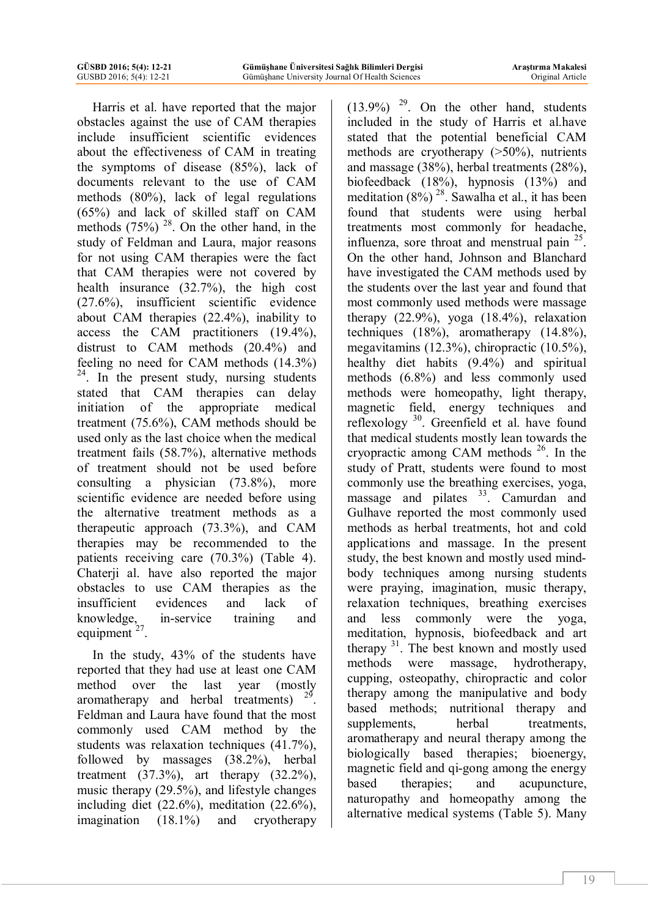Harris et al. have reported that the major obstacles against the use of CAM therapies include insufficient scientific evidences about the effectiveness of CAM in treating the symptoms of disease (85%), lack of documents relevant to the use of CAM methods (80%), lack of legal regulations (65%) and lack of skilled staff on CAM methods (75%) [28]. On the other hand, in the study of Feldman and Laura, major reasons for not using CAM therapies were the fact that CAM therapies were not covered by health insurance (32.7%), the high cost (27.6%), insufficient scientific evidence about CAM therapies (22.4%), inability to access the CAM practitioners (19.4%), distrust to CAM methods (20.4%) and feeling no need for CAM methods (14.3%) [24]. In the present study, nursing students stated that CAM therapies can delay initiation of the appropriate medical treatment (75.6%), CAM methods should be used only as the last choice when the medical treatment fails (58.7%), alternative methods of treatment should not be used before consulting a physician (73.8%), more scientific evidence are needed before using the alternative treatment methods as a therapeutic approach (73.3%), and CAM therapies may be recommended to the patients receiving care (70.3%) (Table 4). Chaterji al. have also reported the major obstacles to use CAM therapies as the insufficient evidences and lack of knowledge, in-service training and equipment [27].

In the study, 43% of the students have reported that they had use at least one CAM method over the last year (mostly aromatherapy and herbal treatments) [29]. Feldman and Laura have found that the most commonly used CAM method by the students was relaxation techniques (41.7%), followed by massages (38.2%), herbal treatment (37.3%), art therapy (32.2%), music therapy (29.5%), and lifestyle changes including diet (22.6%), meditation (22.6%), imagination (18.1%) and cryotherapy (13.9%) [29]. On the other hand, students included in the study of Harris et al.have stated that the potential beneficial CAM methods are cryotherapy (>50%), nutrients and massage (38%), herbal treatments (28%), biofeedback (18%), hypnosis (13%) and meditation (8%) [28]. Sawalha et al., it has been found that students were using herbal treatments most commonly for headache, influenza, sore throat and menstrual pain [25]. On the other hand, Johnson and Blanchard have investigated the CAM methods used by the students over the last year and found that most commonly used methods were massage therapy (22.9%), yoga (18.4%), relaxation techniques (18%), aromatherapy (14.8%), megavitamins (12.3%), chiropractic (10.5%), healthy diet habits (9.4%) and spiritual methods (6.8%) and less commonly used methods were homeopathy, light therapy, magnetic field, energy techniques and reflexology [30]. Greenfield et al. have found that medical students mostly lean towards the cryopractic among CAM methods [26]. In the study of Pratt, students were found to most commonly use the breathing exercises, yoga, massage and pilates [33]. Camurdan and Gulhave reported the most commonly used methods as herbal treatments, hot and cold applications and massage. In the present study, the best known and mostly used mind-body techniques among nursing students were praying, imagination, music therapy, relaxation techniques, breathing exercises and less commonly were the yoga, meditation, hypnosis, biofeedback and art therapy [31]. The best known and mostly used methods were massage, hydrotherapy, cupping, osteopathy, chiropractic and color therapy among the manipulative and body based methods; nutritional therapy and supplements, herbal treatments, aromatherapy and neural therapy among the biologically based therapies; bioenergy, magnetic field and qi-gong among the energy based therapies; and acupuncture, naturopathy and homeopathy among the alternative medical systems (Table 5). Many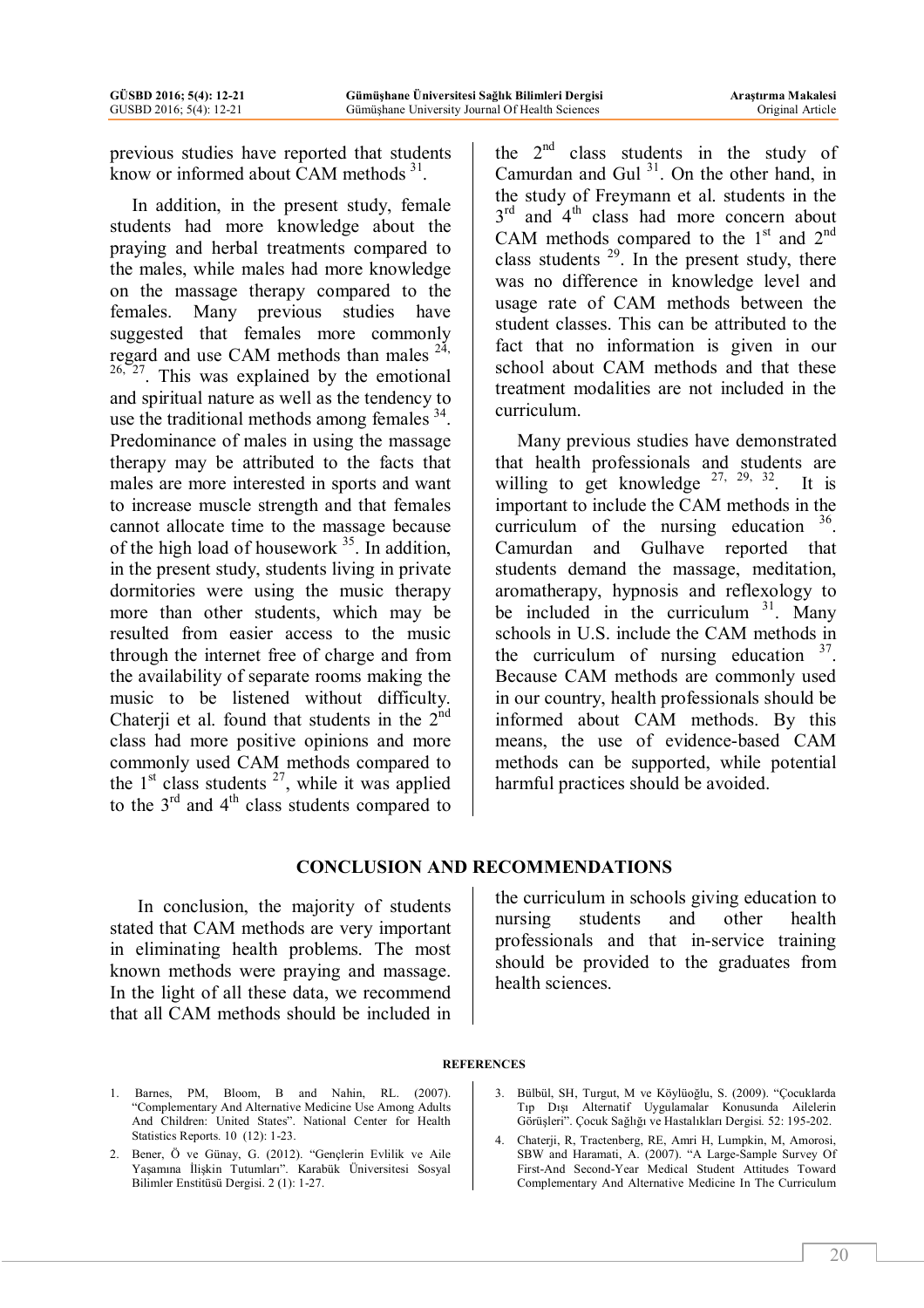previous studies have reported that students know or informed about CAM methods [31].

In addition, in the present study, female students had more knowledge about the praying and herbal treatments compared to the males, while males had more knowledge on the massage therapy compared to the females. Many previous studies have suggested that females more commonly regard and use CAM methods than males [24, 26, 27]. This was explained by the emotional and spiritual nature as well as the tendency to use the traditional methods among females [34]. Predominance of males in using the massage therapy may be attributed to the facts that males are more interested in sports and want to increase muscle strength and that females cannot allocate time to the massage because of the high load of housework [35]. In addition, in the present study, students living in private dormitories were using the music therapy more than other students, which may be resulted from easier access to the music through the internet free of charge and from the availability of separate rooms making the music to be listened without difficulty. Chaterji et al. found that students in the 2nd class had more positive opinions and more commonly used CAM methods compared to the 1st class students [27], while it was applied to the 3rd and 4th class students compared to the 2nd class students in the study of Camurdan and Gul [31]. On the other hand, in the study of Freymann et al. students in the 3rd and 4th class had more concern about CAM methods compared to the 1st and 2nd class students [29]. In the present study, there was no difference in knowledge level and usage rate of CAM methods between the student classes. This can be attributed to the fact that no information is given in our school about CAM methods and that these treatment modalities are not included in the curriculum.

Many previous studies have demonstrated that health professionals and students are willing to get knowledge [27, 29, 32]. It is important to include the CAM methods in the curriculum of the nursing education [36]. Camurdan and Gulhave reported that students demand the massage, meditation, aromatherapy, hypnosis and reflexology to be included in the curriculum [31]. Many schools in U.S. include the CAM methods in the curriculum of nursing education [37]. Because CAM methods are commonly used in our country, health professionals should be informed about CAM methods. By this means, the use of evidence-based CAM methods can be supported, while potential harmful practices should be avoided.

## CONCLUSION AND RECOMMENDATIONS

In conclusion, the majority of students stated that CAM methods are very important in eliminating health problems. The most known methods were praying and massage. In the light of all these data, we recommend that all CAM methods should be included in the curriculum in schools giving education to nursing students and other health professionals and that in-service training should be provided to the graduates from health sciences.

### REFERENCES

1. Barnes, PM, Bloom, B and Nahin, RL. (2007). "Complementary And Alternative Medicine Use Among Adults And Children: United States". National Center for Health Statistics Reports. 10 (12): 1-23.
2. Bener, Ö ve Günay, G. (2012). "Gençlerin Evlilik ve Aile Yaşamına İlişkin Tutumları". Karabük Üniversitesi Sosyal Bilimler Enstitüsü Dergisi. 2 (1): 1-27.
3. Bülbül, SH, Turgut, M ve Köylüoğlu, S. (2009). "Çocuklarda Tıp Dışı Alternatif Uygulamalar Konusunda Ailelerin Görüşleri". Çocuk Sağlığı ve Hastalıkları Dergisi. 52: 195-202.
4. Chaterji, R, Tractenberg, RE, Amri H, Lumpkin, M, Amorosi, SBW and Haramati, A. (2007). "A Large-Sample Survey Of First-And Second-Year Medical Student Attitudes Toward Complementary And Alternative Medicine In The Curriculum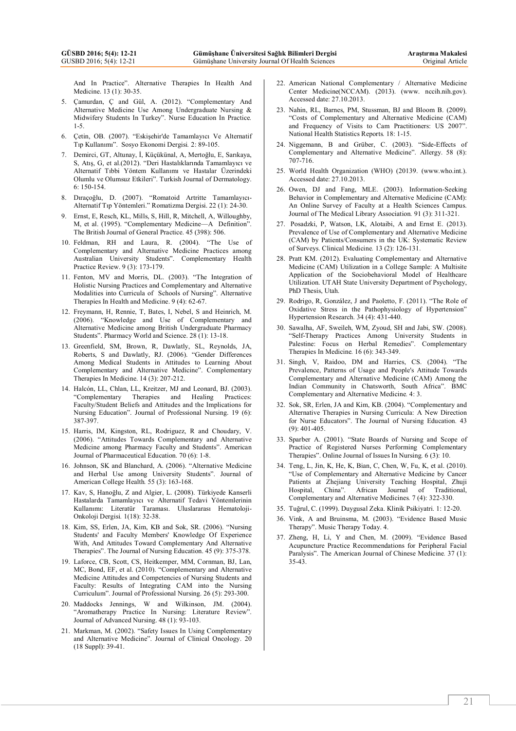And In Practice". Alternative Therapies In Health And Medicine. 13 (1): 30-35.

5. Çamurdan, Ç and Gül, A. (2012). "Complementary And Alternative Medicine Use Among Undergraduate Nursing & Midwifery Students In Turkey". Nurse Education In Practice. 1-5.
6. Çetin, OB. (2007). "Eskişehir'de Tamamlayıcı Ve Alternatif Tıp Kullanımı". Sosyo Ekonomi Dergisi. 2: 89-105.
7. Demirci, GT, Altunay, İ, Küçükünal, A, Mertoğlu, E, Sarıkaya, S, Atış, G, et al.(2012). "Deri Hastalıklarında Tamamlayıcı ve Alternatif Tıbbi Yöntem Kullanımı ve Hastalar Üzerindeki Olumlu ve Olumsuz Etkileri". Turkish Journal of Dermatology. 6: 150-154.
8. Dıraçoğlu, D. (2007). "Romatoid Artritte Tamamlayıcı-Alternatif Tıp Yöntemleri." Romatizma Dergisi. 22 (1): 24-30.
9. Ernst, E, Resch, KL, Mills, S, Hill, R, Mitchell, A, Willoughby, M, et al. (1995). "Complementary Medicine—A Definition". The British Journal of General Practice. 45 (398): 506.
10. Feldman, RH and Laura, R. (2004). "The Use of Complementary and Alternative Medicine Practices among Australian University Students". Complementary Health Practice Review. 9 (3): 173-179.
11. Fenton, MV and Morris, DL. (2003). "The Integration of Holistic Nursing Practices and Complementary and Alternative Modalities into Curricula of Schools of Nursing". Alternative Therapies In Health and Medicine. 9 (4): 62-67.
12. Freymann, H, Rennie, T, Bates, I, Nebel, S and Heinrich, M. (2006). "Knowledge and Use of Complementary and Alternative Medicine among British Undergraduate Pharmacy Students". Pharmacy World and Science. 28 (1): 13-18.
13. Greenfield, SM, Brown, R, Dawlatly, SL, Reynolds, JA, Roberts, S and Dawlatly, RJ. (2006). "Gender Differences Among Medical Students in Attitudes to Learning About Complementary and Alternative Medicine". Complementary Therapies In Medicine. 14 (3): 207-212.
14. Halcón, LL, Chlan, LL, Kreitzer, MJ and Leonard, BJ. (2003). "Complementary Therapies and Healing Practices: Faculty/Student Beliefs and Attitudes and the Implications for Nursing Education". Journal of Professional Nursing. 19 (6): 387-397.
15. Harris, IM, Kingston, RL, Rodriguez, R and Choudary, V. (2006). "Attitudes Towards Complementary and Alternative Medicine among Pharmacy Faculty and Students". American Journal of Pharmaceutical Education. 70 (6): 1-8.
16. Johnson, SK and Blanchard, A. (2006). "Alternative Medicine and Herbal Use among University Students". Journal of American College Health. 55 (3): 163-168.
17. Kav, S, Hanoğlu, Z and Algier, L. (2008). Türkiyede Kanserli Hastalarda Tamamlayıcı ve Alternatif Tedavi Yöntemlerinin Kullanımı: Literatür Taraması. Uluslararası Hematoloji-Onkoloji Dergisi. 1(18): 32-38.
18. Kim, SS, Erlen, JA, Kim, KB and Sok, SR. (2006). "Nursing Students' and Faculty Members' Knowledge Of Experience With, And Attitudes Toward Complementary And Alternative Therapies". The Journal of Nursing Education. 45 (9): 375-378.
19. Laforce, CB, Scott, CS, Heitkemper, MM, Cornman, BJ, Lan, MC, Bond, EF, et al. (2010). "Complementary and Alternative Medicine Attitudes and Competencies of Nursing Students and Faculty: Results of Integrating CAM into the Nursing Curriculum". Journal of Professional Nursing. 26 (5): 293-300.
20. Maddocks Jennings, W and Wilkinson, JM. (2004). "Aromatherapy Practice In Nursing: Literature Review". Journal of Advanced Nursing. 48 (1): 93-103.
21. Markman, M. (2002). "Safety Issues In Using Complementary and Alternative Medicine". Journal of Clinical Oncology. 20 (18 Suppl): 39-41.
22. American National Complementary / Alternative Medicine Center Medicine(NCCAM). (2013). (www. nccih.nih.gov). Accessed date: 27.10.2013.
23. Nahin, RL, Barnes, PM, Stussman, BJ and Bloom B. (2009). "Costs of Complementary and Alternative Medicine (CAM) and Frequency of Visits to Cam Practitioners: US 2007". National Health Statistics Reports. 18: 1-15.
24. Niggemann, B and Grüber, C. (2003). "Side-Effects of Complementary and Alternative Medicine". Allergy. 58 (8): 707-716.
25. World Health Organization (WHO) (20139. (www.who.int.). Accessed date: 27.10.2013.
26. Owen, DJ and Fang, MLE. (2003). Information-Seeking Behavior in Complementary and Alternative Medicine (CAM): An Online Survey of Faculty at a Health Sciences Campus. Journal of The Medical Library Association. 91 (3): 311-321.
27. Posadzki, P, Watson, LK, Alotaibi, A and Ernst E. (2013). Prevalence of Use of Complementary and Alternative Medicine (CAM) by Patients/Consumers in the UK: Systematic Review of Surveys. Clinical Medicine. 13 (2): 126-131.
28. Pratt KM. (2012). Evaluating Complementary and Alternative Medicine (CAM) Utilization in a College Sample: A Multisite Application of the Sociobehavioral Model of Healthcare Utilization. UTAH State University Department of Psychology, PhD Thesis, Utah.
29. Rodrigo, R, González, J and Paoletto, F. (2011). "The Role of Oxidative Stress in the Pathophysiology of Hypertension" Hypertension Research. 34 (4): 431-440.
30. Sawalha, AF, Sweileh, WM, Zyoud, SH and Jabi, SW. (2008). "Self-Therapy Practices Among University Students in Palestine: Focus on Herbal Remedies". Complementary Therapies In Medicine. 16 (6): 343-349.
31. Singh, V, Raidoo, DM and Harries, CS. (2004). "The Prevalence, Patterns of Usage and People's Attitude Towards Complementary and Alternative Medicine (CAM) Among the Indian Community in Chatsworth, South Africa". BMC Complementary and Alternative Medicine. 4: 3.
32. Sok, SR, Erlen, JA and Kim, KB. (2004). "Complementary and Alternative Therapies in Nursing Curricula: A New Direction for Nurse Educators". The Journal of Nursing Education. 43 (9): 401-405.
33. Sparber A. (2001). "State Boards of Nursing and Scope of Practice of Registered Nurses Performing Complementary Therapies". Online Journal of Issues In Nursing. 6 (3): 10.
34. Teng, L, Jin, K, He, K, Bian, C, Chen, W, Fu, K, et al. (2010). "Use of Complementary and Alternative Medicine by Cancer Patients at Zhejiang University Teaching Hospital, Zhuji Hospital, China". African Journal of Traditional, Complementary and Alternative Medicines. 7 (4): 322-330.
35. Tuğrul, C. (1999). Duygusal Zeka. Klinik Psikiyatri. 1: 12-20.
36. Vink, A and Bruinsma, M. (2003). "Evidence Based Music Therapy". Music Therapy Today. 4.
37. Zheng, H, Li, Y and Chen, M. (2009). "Evidence Based Acupuncture Practice Recommendations for Peripheral Facial Paralysis". The American Journal of Chinese Medicine. 37 (1): 35-43.